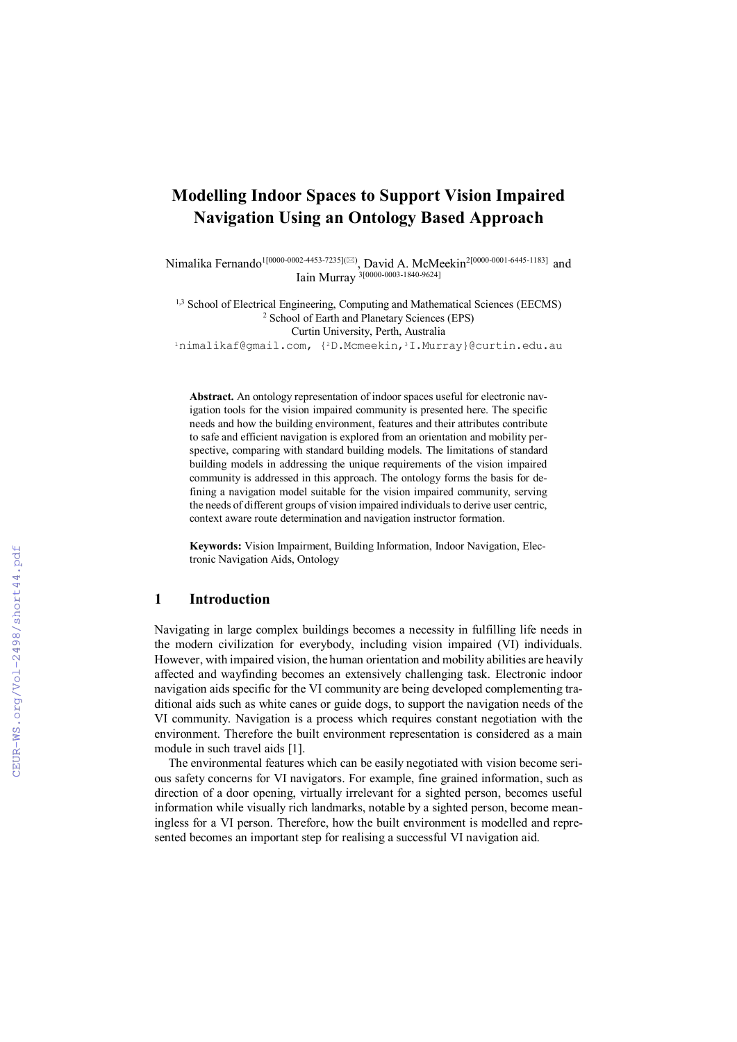# Modelling Indoor Spaces to Support Vision Impaired Navigation Using an Ontology Based Approach

Nimalika Fernando[1[0000-0002-4453-7235](✉)], David A. McMeekin[2[0000-0001-6445-1183]] and Iain Murray [3[0000-0003-1840-9624]]

[1,3] School of Electrical Engineering, Computing and Mathematical Sciences (EECMS)
[2] School of Earth and Planetary Sciences (EPS)
Curtin University, Perth, Australia
[1]nimalikaf@gmail.com, {[2]D.Mcmeekin,[3]I.Murray}@curtin.edu.au

**Abstract.** An ontology representation of indoor spaces useful for electronic navigation tools for the vision impaired community is presented here. The specific needs and how the building environment, features and their attributes contribute to safe and efficient navigation is explored from an orientation and mobility perspective, comparing with standard building models. The limitations of standard building models in addressing the unique requirements of the vision impaired community is addressed in this approach. The ontology forms the basis for defining a navigation model suitable for the vision impaired community, serving the needs of different groups of vision impaired individuals to derive user centric, context aware route determination and navigation instructor formation.

**Keywords:** Vision Impairment, Building Information, Indoor Navigation, Electronic Navigation Aids, Ontology

## 1 Introduction

Navigating in large complex buildings becomes a necessity in fulfilling life needs in the modern civilization for everybody, including vision impaired (VI) individuals. However, with impaired vision, the human orientation and mobility abilities are heavily affected and wayfinding becomes an extensively challenging task. Electronic indoor navigation aids specific for the VI community are being developed complementing traditional aids such as white canes or guide dogs, to support the navigation needs of the VI community. Navigation is a process which requires constant negotiation with the environment. Therefore the built environment representation is considered as a main module in such travel aids [1].

The environmental features which can be easily negotiated with vision become serious safety concerns for VI navigators. For example, fine grained information, such as direction of a door opening, virtually irrelevant for a sighted person, becomes useful information while visually rich landmarks, notable by a sighted person, become meaningless for a VI person. Therefore, how the built environment is modelled and represented becomes an important step for realising a successful VI navigation aid.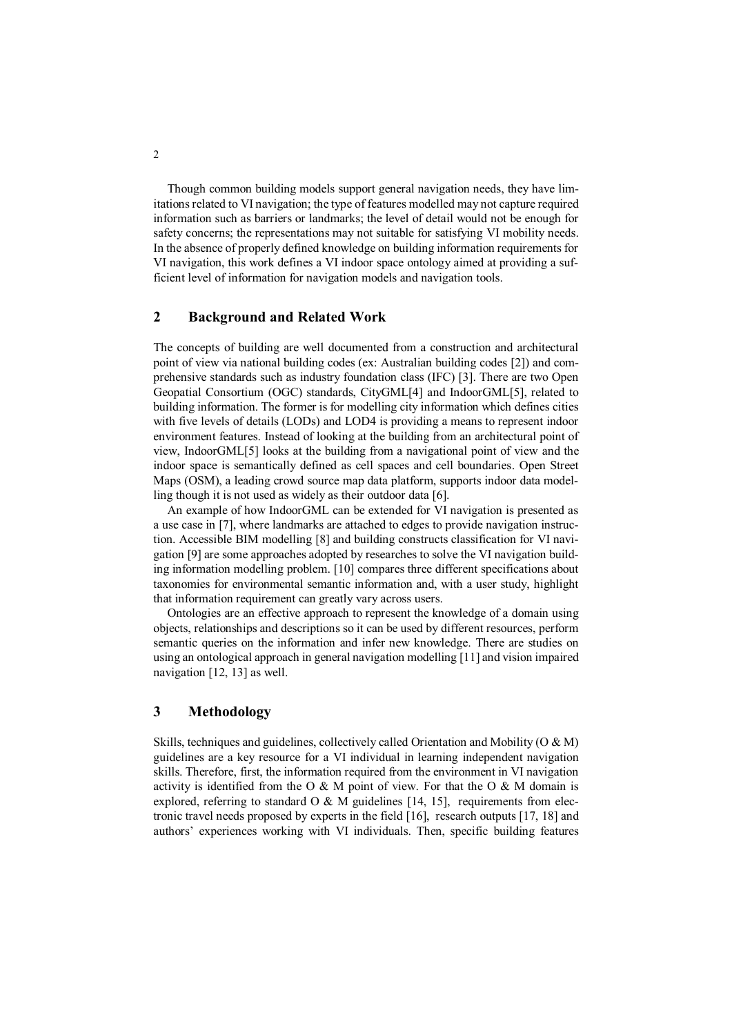Though common building models support general navigation needs, they have limitations related to VI navigation; the type of features modelled may not capture required information such as barriers or landmarks; the level of detail would not be enough for safety concerns; the representations may not suitable for satisfying VI mobility needs. In the absence of properly defined knowledge on building information requirements for VI navigation, this work defines a VI indoor space ontology aimed at providing a sufficient level of information for navigation models and navigation tools.

## 2 Background and Related Work

The concepts of building are well documented from a construction and architectural point of view via national building codes (ex: Australian building codes [2]) and comprehensive standards such as industry foundation class (IFC) [3]. There are two Open Geopatial Consortium (OGC) standards, CityGML[4] and IndoorGML[5], related to building information. The former is for modelling city information which defines cities with five levels of details (LODs) and LOD4 is providing a means to represent indoor environment features. Instead of looking at the building from an architectural point of view, IndoorGML[5] looks at the building from a navigational point of view and the indoor space is semantically defined as cell spaces and cell boundaries. Open Street Maps (OSM), a leading crowd source map data platform, supports indoor data modelling though it is not used as widely as their outdoor data [6].

An example of how IndoorGML can be extended for VI navigation is presented as a use case in [7], where landmarks are attached to edges to provide navigation instruction. Accessible BIM modelling [8] and building constructs classification for VI navigation [9] are some approaches adopted by researches to solve the VI navigation building information modelling problem. [10] compares three different specifications about taxonomies for environmental semantic information and, with a user study, highlight that information requirement can greatly vary across users.

Ontologies are an effective approach to represent the knowledge of a domain using objects, relationships and descriptions so it can be used by different resources, perform semantic queries on the information and infer new knowledge. There are studies on using an ontological approach in general navigation modelling [11] and vision impaired navigation [12, 13] as well.

## 3 Methodology

Skills, techniques and guidelines, collectively called Orientation and Mobility (O & M) guidelines are a key resource for a VI individual in learning independent navigation skills. Therefore, first, the information required from the environment in VI navigation activity is identified from the O & M point of view. For that the O & M domain is explored, referring to standard O & M guidelines [14, 15], requirements from electronic travel needs proposed by experts in the field [16], research outputs [17, 18] and authors' experiences working with VI individuals. Then, specific building features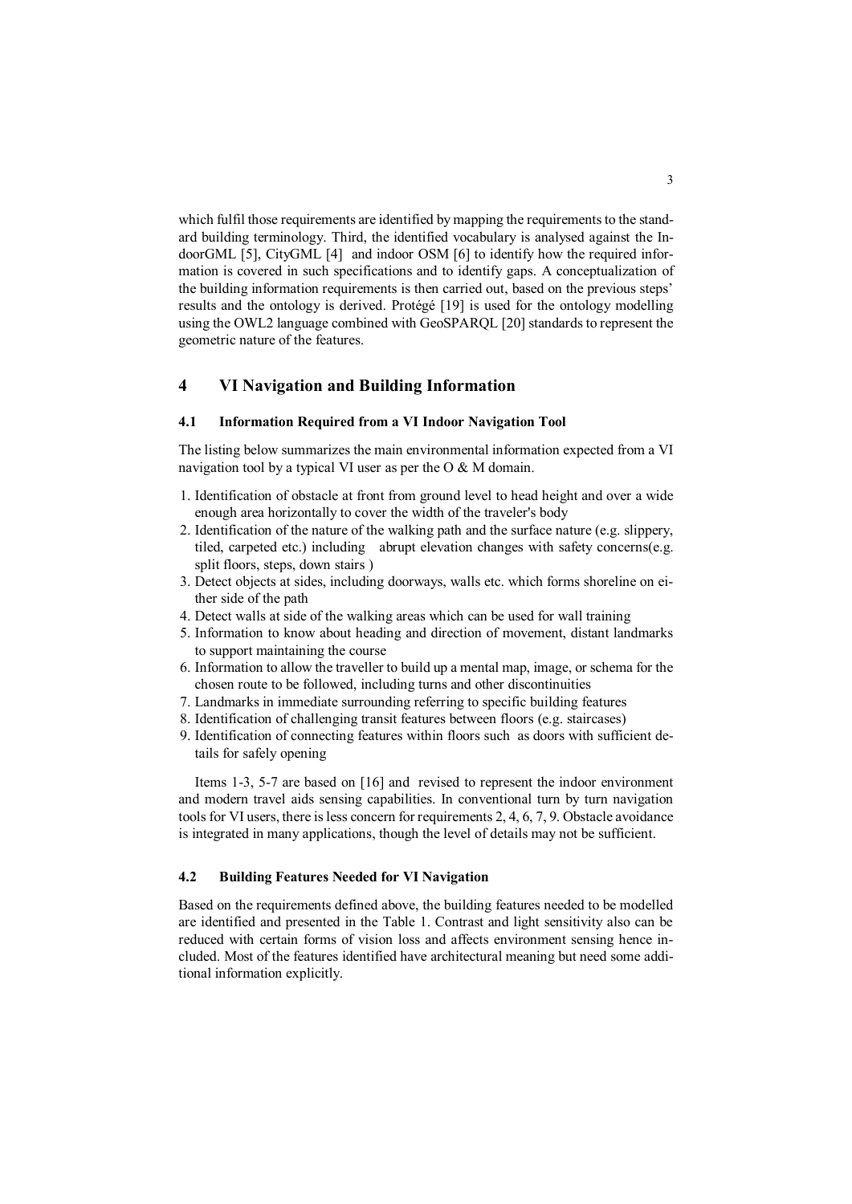which fulfil those requirements are identified by mapping the requirements to the standard building terminology. Third, the identified vocabulary is analysed against the IndoorGML [5], CityGML [4] and indoor OSM [6] to identify how the required information is covered in such specifications and to identify gaps. A conceptualization of the building information requirements is then carried out, based on the previous steps' results and the ontology is derived. Protégé [19] is used for the ontology modelling using the OWL2 language combined with GeoSPARQL [20] standards to represent the geometric nature of the features.

## 4 VI Navigation and Building Information

### 4.1 Information Required from a VI Indoor Navigation Tool

The listing below summarizes the main environmental information expected from a VI navigation tool by a typical VI user as per the O & M domain.

1. Identification of obstacle at front from ground level to head height and over a wide enough area horizontally to cover the width of the traveler's body
2. Identification of the nature of the walking path and the surface nature (e.g. slippery, tiled, carpeted etc.) including abrupt elevation changes with safety concerns(e.g. split floors, steps, down stairs )
3. Detect objects at sides, including doorways, walls etc. which forms shoreline on either side of the path
4. Detect walls at side of the walking areas which can be used for wall training
5. Information to know about heading and direction of movement, distant landmarks to support maintaining the course
6. Information to allow the traveller to build up a mental map, image, or schema for the chosen route to be followed, including turns and other discontinuities
7. Landmarks in immediate surrounding referring to specific building features
8. Identification of challenging transit features between floors (e.g. staircases)
9. Identification of connecting features within floors such as doors with sufficient details for safely opening

Items 1-3, 5-7 are based on [16] and revised to represent the indoor environment and modern travel aids sensing capabilities. In conventional turn by turn navigation tools for VI users, there is less concern for requirements 2, 4, 6, 7, 9. Obstacle avoidance is integrated in many applications, though the level of details may not be sufficient.

### 4.2 Building Features Needed for VI Navigation

Based on the requirements defined above, the building features needed to be modelled are identified and presented in the Table 1. Contrast and light sensitivity also can be reduced with certain forms of vision loss and affects environment sensing hence included. Most of the features identified have architectural meaning but need some additional information explicitly.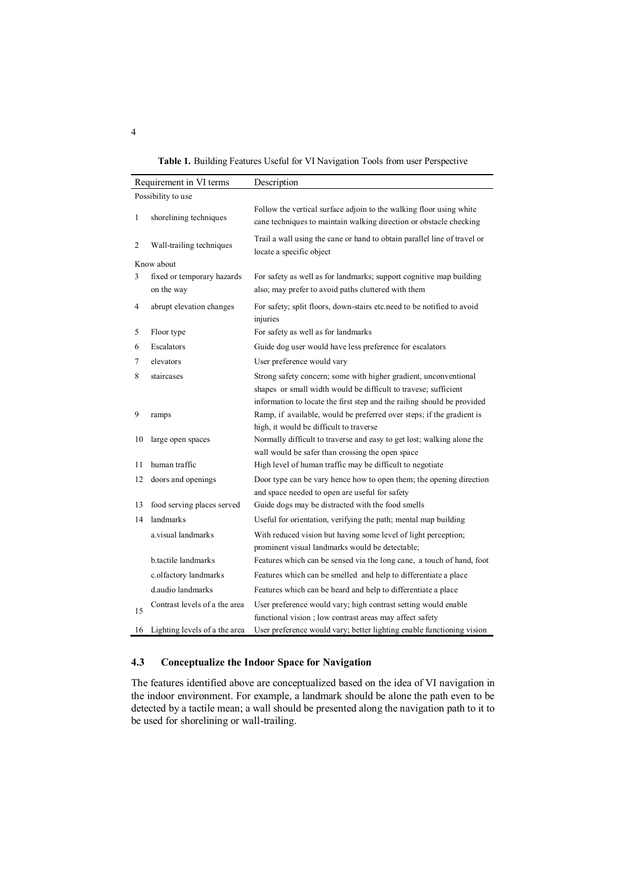**Table 1.** Building Features Useful for VI Navigation Tools from user Perspective

| | Requirement in VI terms | Description |
|---|---|---|
| Possibility to use | | |
| 1 | shorelining techniques | Follow the vertical surface adjoin to the walking floor using white cane techniques to maintain walking direction or obstacle checking |
| 2 | Wall-trailing techniques | Trail a wall using the cane or hand to obtain parallel line of travel or locate a specific object |
| Know about | | |
| 3 | fixed or temporary hazards on the way | For safety as well as for landmarks; support cognitive map building also; may prefer to avoid paths cluttered with them |
| 4 | abrupt elevation changes | For safety; split floors, down-stairs etc.need to be notified to avoid injuries |
| 5 | Floor type | For safety as well as for landmarks |
| 6 | Escalators | Guide dog user would have less preference for escalators |
| 7 | elevators | User preference would vary |
| 8 | staircases | Strong safety concern; some with higher gradient, unconventional shapes or small width would be difficult to travese; sufficient information to locate the first step and the railing should be provided |
| 9 | ramps | Ramp, if available, would be preferred over steps; if the gradient is high, it would be difficult to traverse |
| 10 | large open spaces | Normally difficult to traverse and easy to get lost; walking alone the wall would be safer than crossing the open space |
| 11 | human traffic | High level of human traffic may be difficult to negotiate |
| 12 | doors and openings | Door type can be vary hence how to open them; the opening direction and space needed to open are useful for safety |
| 13 | food serving places served | Guide dogs may be distracted with the food smells |
| 14 | landmarks | Useful for orientation, verifying the path; mental map building |
| | a.visual landmarks | With reduced vision but having some level of light perception; prominent visual landmarks would be detectable; |
| | b.tactile landmarks | Features which can be sensed via the long cane, a touch of hand, foot |
| | c.olfactory landmarks | Features which can be smelled and help to differentiate a place |
| | d.audio landmarks | Features which can be heard and help to differentiate a place |
| 15 | Contrast levels of a the area | User preference would vary; high contrast setting would enable functional vision ; low contrast areas may affect safety |
| 16 | Lighting levels of a the area | User preference would vary; better lighting enable functioning vision |

### 4.3 Conceptualize the Indoor Space for Navigation

The features identified above are conceptualized based on the idea of VI navigation in the indoor environment. For example, a landmark should be alone the path even to be detected by a tactile mean; a wall should be presented along the navigation path to it to be used for shorelining or wall-trailing.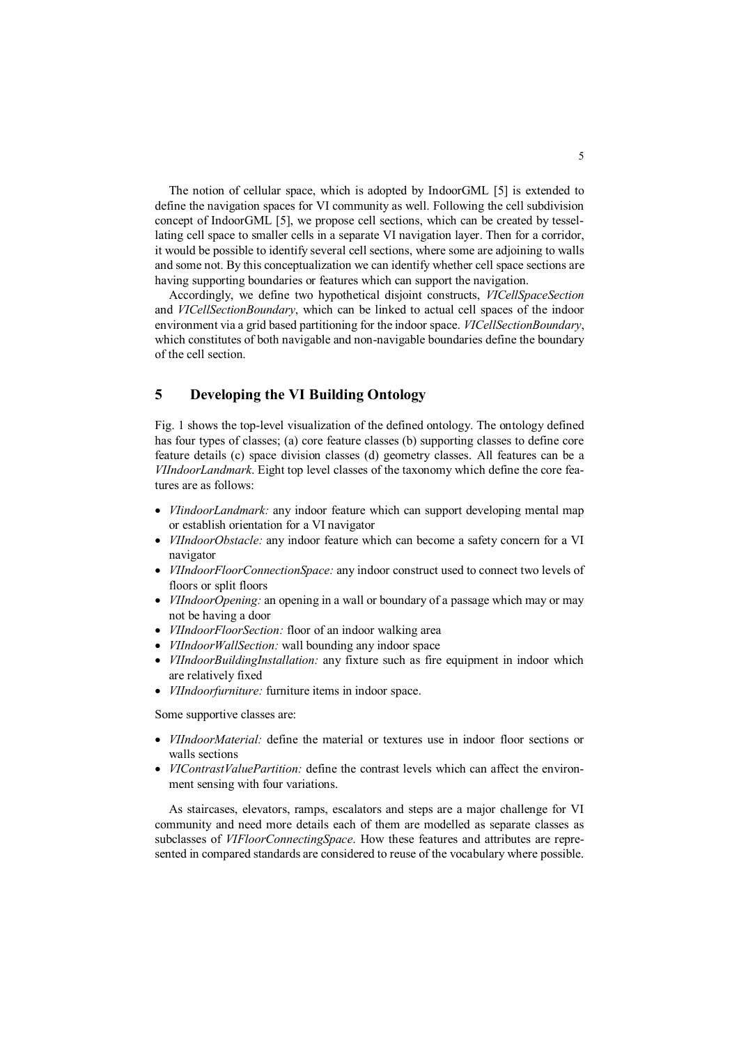The notion of cellular space, which is adopted by IndoorGML [5] is extended to define the navigation spaces for VI community as well. Following the cell subdivision concept of IndoorGML [5], we propose cell sections, which can be created by tessellating cell space to smaller cells in a separate VI navigation layer. Then for a corridor, it would be possible to identify several cell sections, where some are adjoining to walls and some not. By this conceptualization we can identify whether cell space sections are having supporting boundaries or features which can support the navigation.

Accordingly, we define two hypothetical disjoint constructs, *VICellSpaceSection* and *VICellSectionBoundary*, which can be linked to actual cell spaces of the indoor environment via a grid based partitioning for the indoor space. *VICellSectionBoundary*, which constitutes of both navigable and non-navigable boundaries define the boundary of the cell section.

## 5 Developing the VI Building Ontology

Fig. 1 shows the top-level visualization of the defined ontology. The ontology defined has four types of classes; (a) core feature classes (b) supporting classes to define core feature details (c) space division classes (d) geometry classes. All features can be a *VIIndoorLandmark*. Eight top level classes of the taxonomy which define the core features are as follows:

- *VIindoorLandmark:* any indoor feature which can support developing mental map or establish orientation for a VI navigator
- *VIIndoorObstacle:* any indoor feature which can become a safety concern for a VI navigator
- *VIIndoorFloorConnectionSpace:* any indoor construct used to connect two levels of floors or split floors
- *VIIndoorOpening:* an opening in a wall or boundary of a passage which may or may not be having a door
- *VIIndoorFloorSection:* floor of an indoor walking area
- *VIIndoorWallSection:* wall bounding any indoor space
- *VIIndoorBuildingInstallation:* any fixture such as fire equipment in indoor which are relatively fixed
- *VIIndoorfurniture:* furniture items in indoor space.

Some supportive classes are:

- *VIIndoorMaterial:* define the material or textures use in indoor floor sections or walls sections
- *VIContrastValuePartition:* define the contrast levels which can affect the environment sensing with four variations.

As staircases, elevators, ramps, escalators and steps are a major challenge for VI community and need more details each of them are modelled as separate classes as subclasses of *VIFloorConnectingSpace*. How these features and attributes are represented in compared standards are considered to reuse of the vocabulary where possible.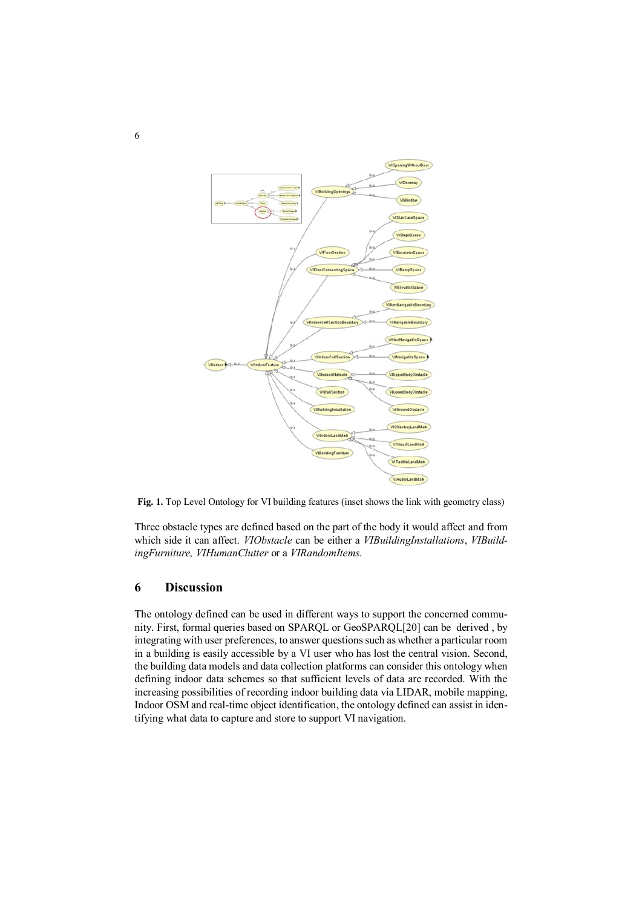**Fig. 1.** Top Level Ontology for VI building features (inset shows the link with geometry class)

Three obstacle types are defined based on the part of the body it would affect and from which side it can affect. *VIObstacle* can be either a *VIBuildingInstallations*, *VIBuildingFurniture, VIHumanClutter* or a *VIRandomItems*.

## 6 Discussion

The ontology defined can be used in different ways to support the concerned community. First, formal queries based on SPARQL or GeoSPARQL[20] can be derived , by integrating with user preferences, to answer questions such as whether a particular room in a building is easily accessible by a VI user who has lost the central vision. Second, the building data models and data collection platforms can consider this ontology when defining indoor data schemes so that sufficient levels of data are recorded. With the increasing possibilities of recording indoor building data via LIDAR, mobile mapping, Indoor OSM and real-time object identification, the ontology defined can assist in identifying what data to capture and store to support VI navigation.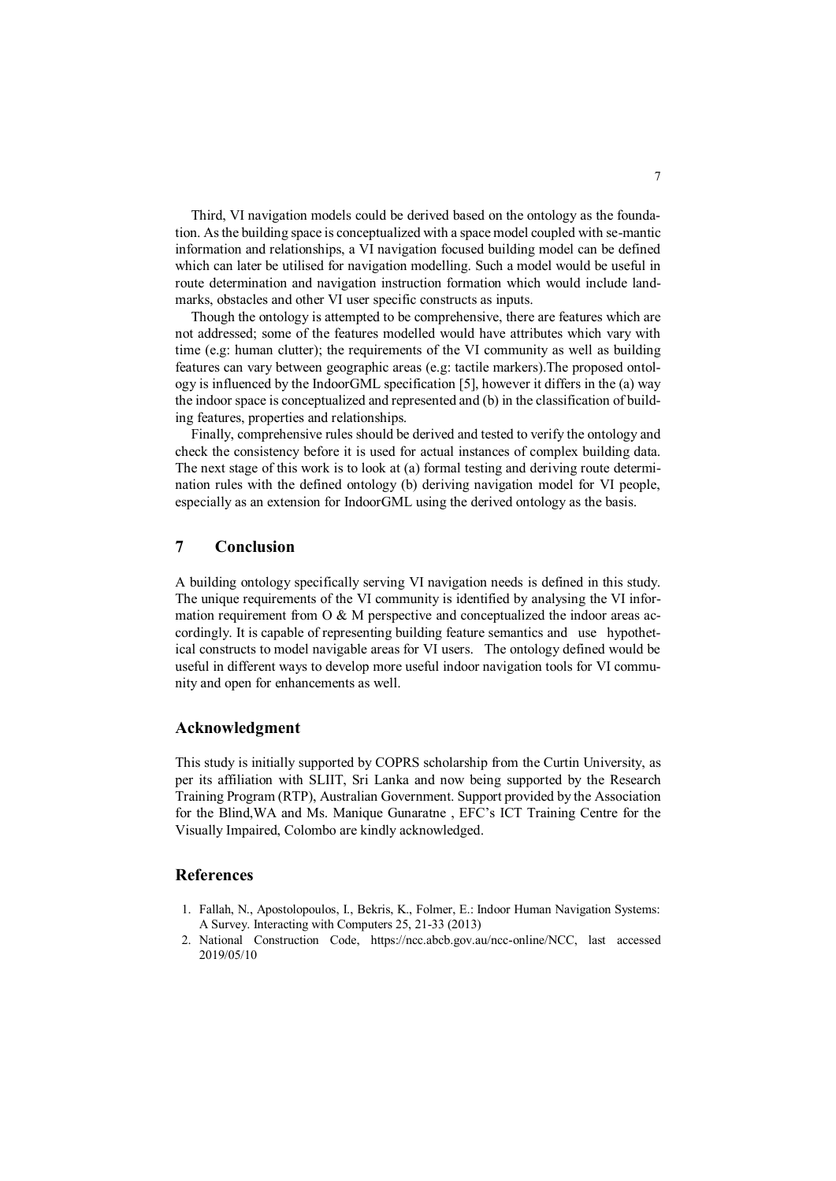Third, VI navigation models could be derived based on the ontology as the foundation. As the building space is conceptualized with a space model coupled with se-mantic information and relationships, a VI navigation focused building model can be defined which can later be utilised for navigation modelling. Such a model would be useful in route determination and navigation instruction formation which would include landmarks, obstacles and other VI user specific constructs as inputs.

Though the ontology is attempted to be comprehensive, there are features which are not addressed; some of the features modelled would have attributes which vary with time (e.g: human clutter); the requirements of the VI community as well as building features can vary between geographic areas (e.g: tactile markers).The proposed ontology is influenced by the IndoorGML specification [5], however it differs in the (a) way the indoor space is conceptualized and represented and (b) in the classification of building features, properties and relationships.

Finally, comprehensive rules should be derived and tested to verify the ontology and check the consistency before it is used for actual instances of complex building data. The next stage of this work is to look at (a) formal testing and deriving route determination rules with the defined ontology (b) deriving navigation model for VI people, especially as an extension for IndoorGML using the derived ontology as the basis.

## 7 Conclusion

A building ontology specifically serving VI navigation needs is defined in this study. The unique requirements of the VI community is identified by analysing the VI information requirement from O & M perspective and conceptualized the indoor areas accordingly. It is capable of representing building feature semantics and use hypothetical constructs to model navigable areas for VI users. The ontology defined would be useful in different ways to develop more useful indoor navigation tools for VI community and open for enhancements as well.

## Acknowledgment

This study is initially supported by COPRS scholarship from the Curtin University, as per its affiliation with SLIIT, Sri Lanka and now being supported by the Research Training Program (RTP), Australian Government. Support provided by the Association for the Blind,WA and Ms. Manique Gunaratne , EFC's ICT Training Centre for the Visually Impaired, Colombo are kindly acknowledged.

## References

1. Fallah, N., Apostolopoulos, I., Bekris, K., Folmer, E.: Indoor Human Navigation Systems: A Survey. Interacting with Computers 25, 21-33 (2013)
2. National Construction Code, https://ncc.abcb.gov.au/ncc-online/NCC, last accessed 2019/05/10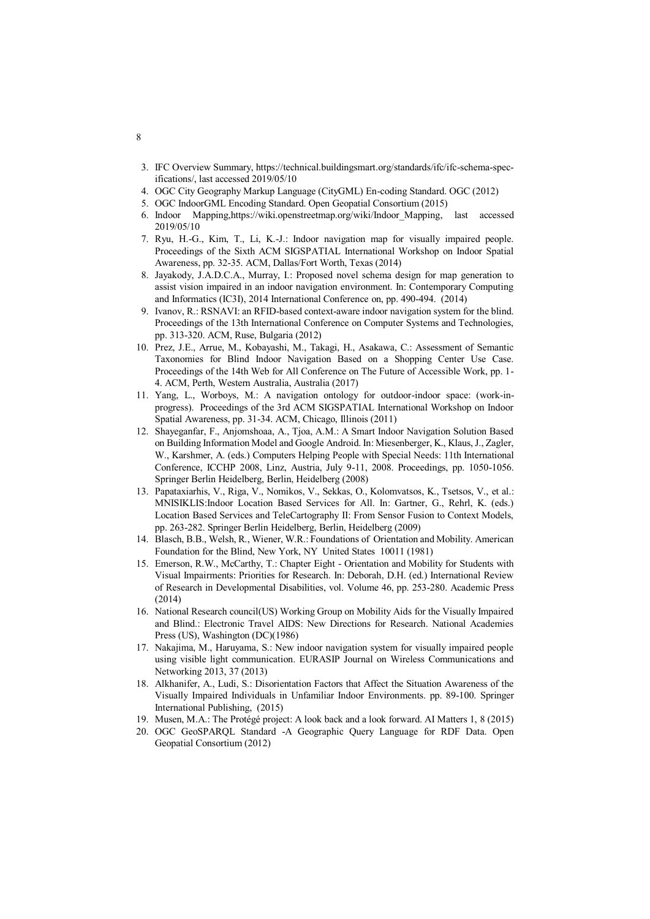3. IFC Overview Summary, https://technical.buildingsmart.org/standards/ifc/ifc-schema-specifications/, last accessed 2019/05/10
4. OGC City Geography Markup Language (CityGML) En-coding Standard. OGC (2012)
5. OGC IndoorGML Encoding Standard. Open Geopatial Consortium (2015)
6. Indoor Mapping,https://wiki.openstreetmap.org/wiki/Indoor_Mapping, last accessed 2019/05/10
7. Ryu, H.-G., Kim, T., Li, K.-J.: Indoor navigation map for visually impaired people. Proceedings of the Sixth ACM SIGSPATIAL International Workshop on Indoor Spatial Awareness, pp. 32-35. ACM, Dallas/Fort Worth, Texas (2014)
8. Jayakody, J.A.D.C.A., Murray, I.: Proposed novel schema design for map generation to assist vision impaired in an indoor navigation environment. In: Contemporary Computing and Informatics (IC3I), 2014 International Conference on, pp. 490-494. (2014)
9. Ivanov, R.: RSNAVI: an RFID-based context-aware indoor navigation system for the blind. Proceedings of the 13th International Conference on Computer Systems and Technologies, pp. 313-320. ACM, Ruse, Bulgaria (2012)
10. Prez, J.E., Arrue, M., Kobayashi, M., Takagi, H., Asakawa, C.: Assessment of Semantic Taxonomies for Blind Indoor Navigation Based on a Shopping Center Use Case. Proceedings of the 14th Web for All Conference on The Future of Accessible Work, pp. 1-4. ACM, Perth, Western Australia, Australia (2017)
11. Yang, L., Worboys, M.: A navigation ontology for outdoor-indoor space: (work-in-progress). Proceedings of the 3rd ACM SIGSPATIAL International Workshop on Indoor Spatial Awareness, pp. 31-34. ACM, Chicago, Illinois (2011)
12. Shayeganfar, F., Anjomshoaa, A., Tjoa, A.M.: A Smart Indoor Navigation Solution Based on Building Information Model and Google Android. In: Miesenberger, K., Klaus, J., Zagler, W., Karshmer, A. (eds.) Computers Helping People with Special Needs: 11th International Conference, ICCHP 2008, Linz, Austria, July 9-11, 2008. Proceedings, pp. 1050-1056. Springer Berlin Heidelberg, Berlin, Heidelberg (2008)
13. Papataxiarhis, V., Riga, V., Nomikos, V., Sekkas, O., Kolomvatsos, K., Tsetsos, V., et al.: MNISIKLIS:Indoor Location Based Services for All. In: Gartner, G., Rehrl, K. (eds.) Location Based Services and TeleCartography II: From Sensor Fusion to Context Models, pp. 263-282. Springer Berlin Heidelberg, Berlin, Heidelberg (2009)
14. Blasch, B.B., Welsh, R., Wiener, W.R.: Foundations of Orientation and Mobility. American Foundation for the Blind, New York, NY United States 10011 (1981)
15. Emerson, R.W., McCarthy, T.: Chapter Eight - Orientation and Mobility for Students with Visual Impairments: Priorities for Research. In: Deborah, D.H. (ed.) International Review of Research in Developmental Disabilities, vol. Volume 46, pp. 253-280. Academic Press (2014)
16. National Research council(US) Working Group on Mobility Aids for the Visually Impaired and Blind.: Electronic Travel AIDS: New Directions for Research. National Academies Press (US), Washington (DC)(1986)
17. Nakajima, M., Haruyama, S.: New indoor navigation system for visually impaired people using visible light communication. EURASIP Journal on Wireless Communications and Networking 2013, 37 (2013)
18. Alkhanifer, A., Ludi, S.: Disorientation Factors that Affect the Situation Awareness of the Visually Impaired Individuals in Unfamiliar Indoor Environments. pp. 89-100. Springer International Publishing, (2015)
19. Musen, M.A.: The Protégé project: A look back and a look forward. AI Matters 1, 8 (2015)
20. OGC GeoSPARQL Standard -A Geographic Query Language for RDF Data. Open Geopatial Consortium (2012)